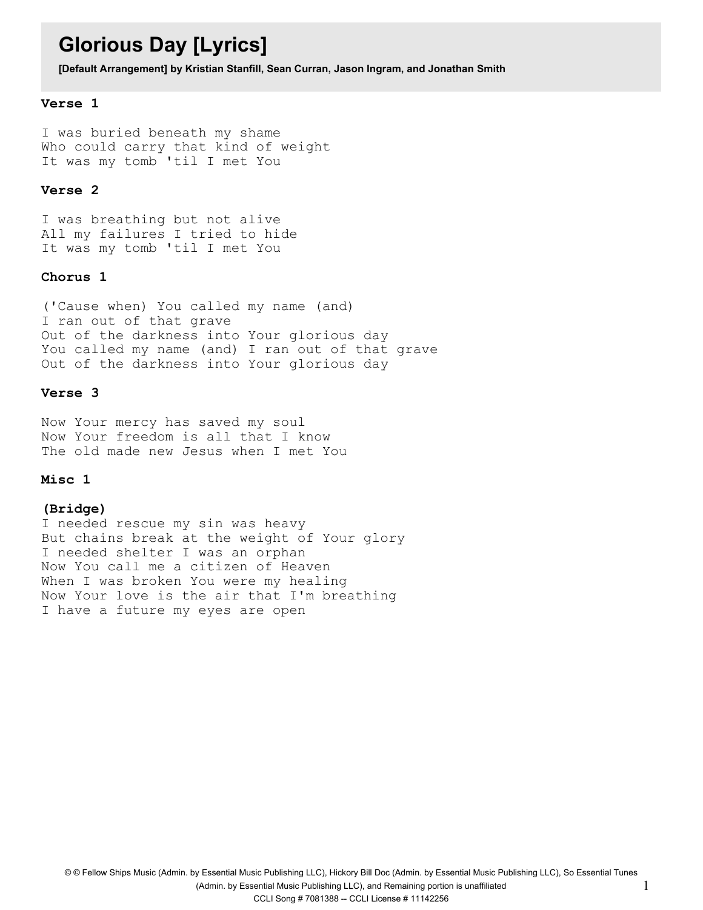# Glorious Day [Lyrics]

**[Default Arrangement] by Kristian Stanfill, Sean Curran, Jason Ingram, and Jonathan Smith**

### Verse 1

I was buried beneath my shame
Who could carry that kind of weight
It was my tomb 'til I met You

### Verse 2

I was breathing but not alive
All my failures I tried to hide
It was my tomb 'til I met You

### Chorus 1

('Cause when) You called my name (and)
I ran out of that grave
Out of the darkness into Your glorious day
You called my name (and) I ran out of that grave
Out of the darkness into Your glorious day

### Verse 3

Now Your mercy has saved my soul
Now Your freedom is all that I know
The old made new Jesus when I met You

### Misc 1

**(Bridge)**
I needed rescue my sin was heavy
But chains break at the weight of Your glory
I needed shelter I was an orphan
Now You call me a citizen of Heaven
When I was broken You were my healing
Now Your love is the air that I'm breathing
I have a future my eyes are open

© © Fellow Ships Music (Admin. by Essential Music Publishing LLC), Hickory Bill Doc (Admin. by Essential Music Publishing LLC), So Essential Tunes (Admin. by Essential Music Publishing LLC), and Remaining portion is unaffiliated
CCLI Song # 7081388 -- CCLI License # 11142256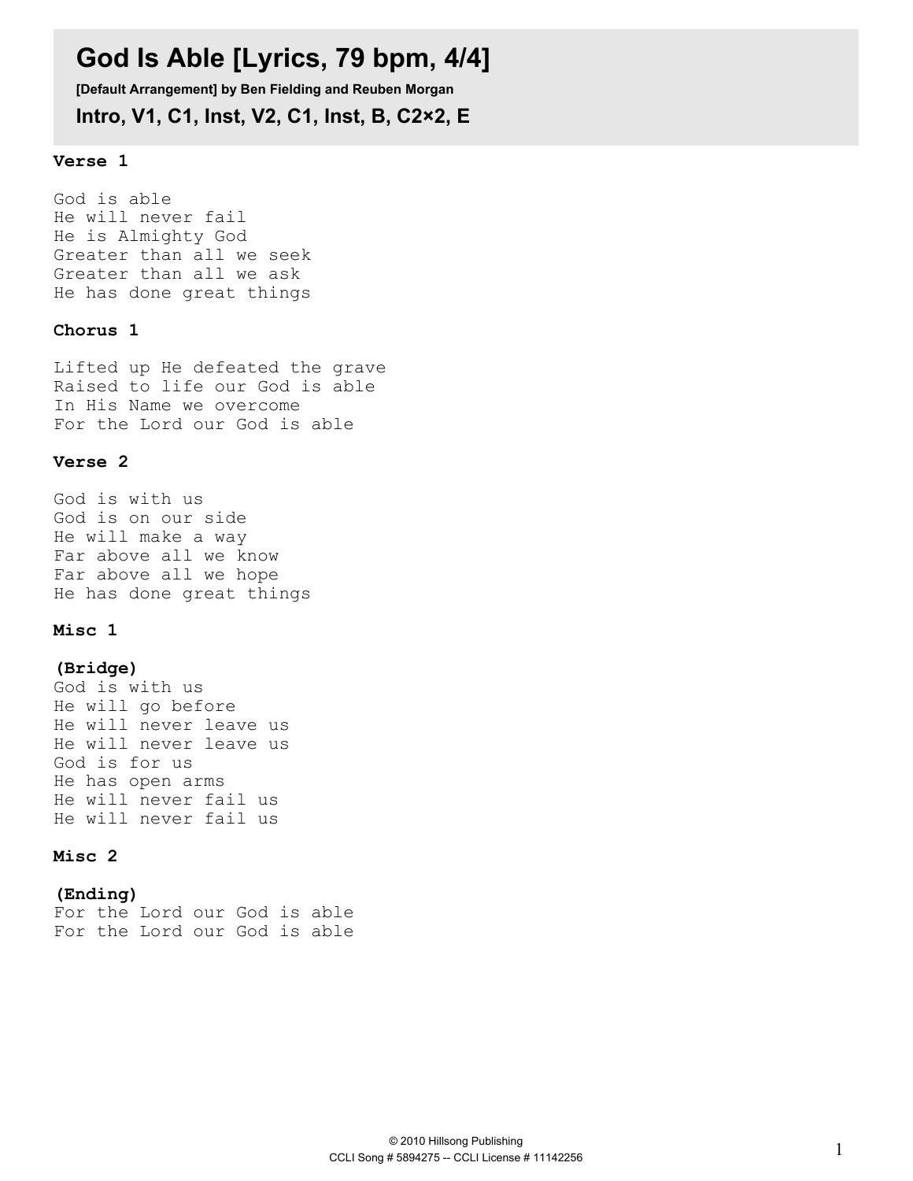# God Is Able [Lyrics, 79 bpm, 4/4]

**[Default Arrangement] by Ben Fielding and Reuben Morgan**

### Intro, V1, C1, Inst, V2, C1, Inst, B, C2×2, E

**Verse 1**

God is able
He will never fail
He is Almighty God
Greater than all we seek
Greater than all we ask
He has done great things

**Chorus 1**

Lifted up He defeated the grave
Raised to life our God is able
In His Name we overcome
For the Lord our God is able

**Verse 2**

God is with us
God is on our side
He will make a way
Far above all we know
Far above all we hope
He has done great things

**Misc 1**

**(Bridge)**
God is with us
He will go before
He will never leave us
He will never leave us
God is for us
He has open arms
He will never fail us
He will never fail us

**Misc 2**

**(Ending)**
For the Lord our God is able
For the Lord our God is able

© 2010 Hillsong Publishing
CCLI Song # 5894275 -- CCLI License # 11142256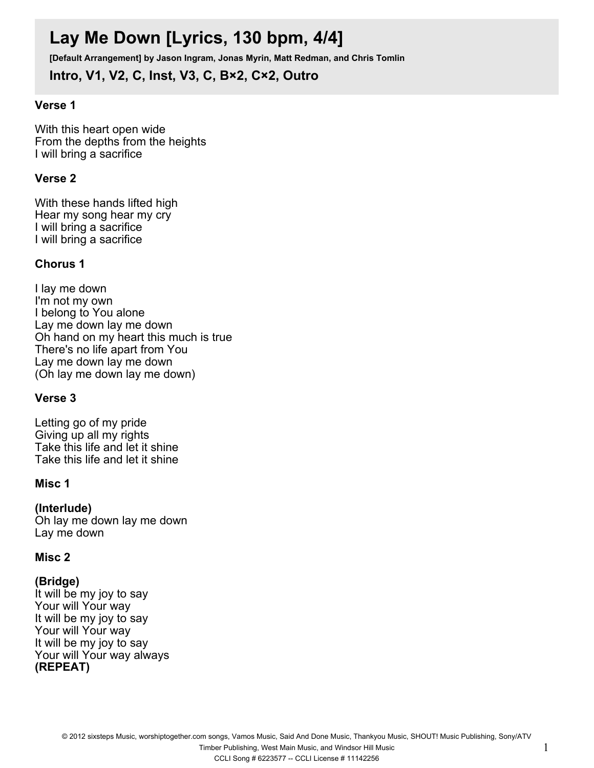# Lay Me Down [Lyrics, 130 bpm, 4/4]

**[Default Arrangement] by Jason Ingram, Jonas Myrin, Matt Redman, and Chris Tomlin**

### Intro, V1, V2, C, Inst, V3, C, B×2, C×2, Outro

### Verse 1

With this heart open wide
From the depths from the heights
I will bring a sacrifice

### Verse 2

With these hands lifted high
Hear my song hear my cry
I will bring a sacrifice
I will bring a sacrifice

### Chorus 1

I lay me down
I'm not my own
I belong to You alone
Lay me down lay me down
Oh hand on my heart this much is true
There's no life apart from You
Lay me down lay me down
(Oh lay me down lay me down)

### Verse 3

Letting go of my pride
Giving up all my rights
Take this life and let it shine
Take this life and let it shine

### Misc 1

**(Interlude)**
Oh lay me down lay me down
Lay me down

### Misc 2

**(Bridge)**
It will be my joy to say
Your will Your way
It will be my joy to say
Your will Your way
It will be my joy to say
Your will Your way always
**(REPEAT)**

© 2012 sixsteps Music, worshiptogether.com songs, Vamos Music, Said And Done Music, Thankyou Music, SHOUT! Music Publishing, Sony/ATV Timber Publishing, West Main Music, and Windsor Hill Music
CCLI Song # 6223577 -- CCLI License # 11142256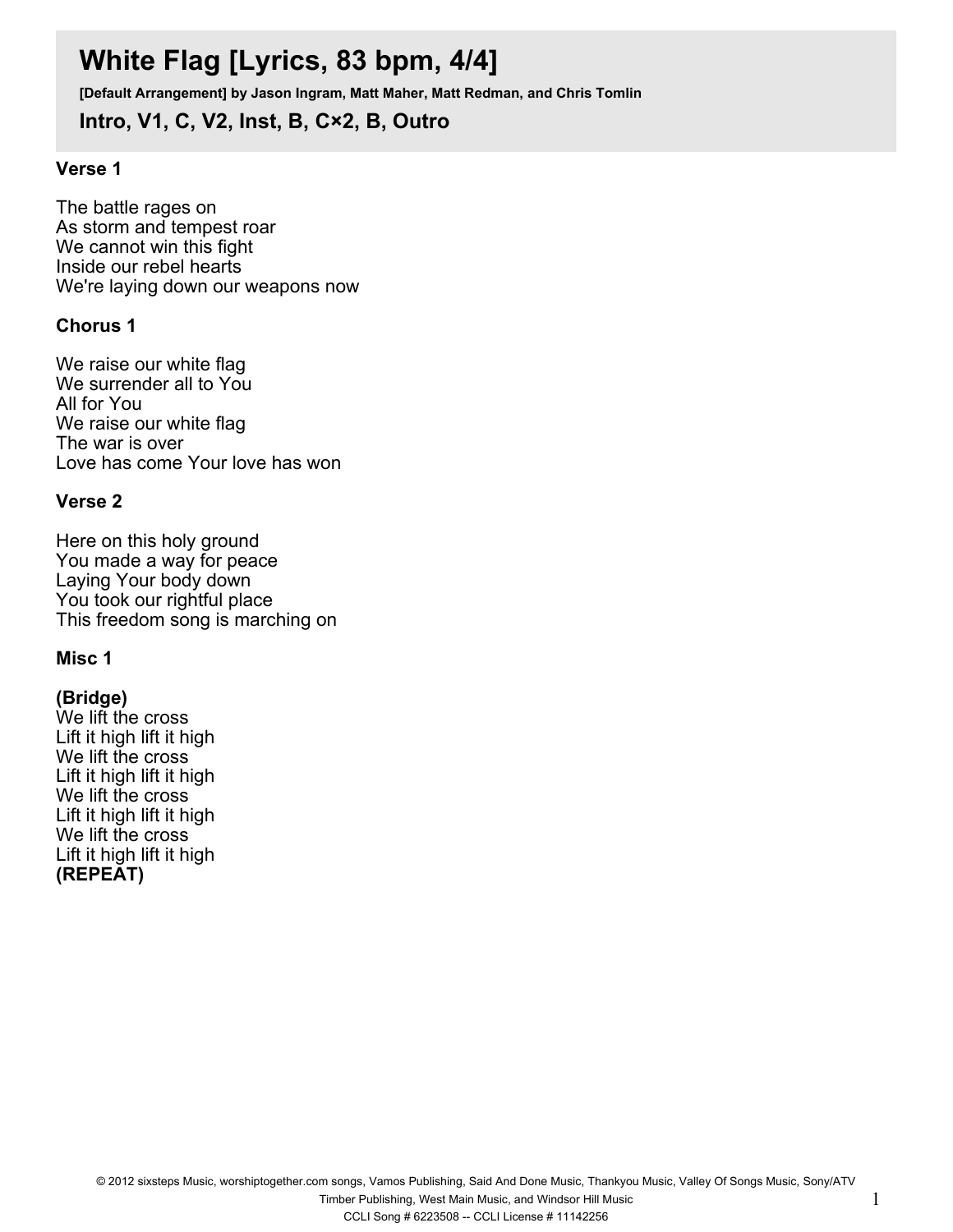# White Flag [Lyrics, 83 bpm, 4/4]

**[Default Arrangement] by Jason Ingram, Matt Maher, Matt Redman, and Chris Tomlin**

## Intro, V1, C, V2, Inst, B, C×2, B, Outro

### Verse 1

The battle rages on
As storm and tempest roar
We cannot win this fight
Inside our rebel hearts
We're laying down our weapons now

### Chorus 1

We raise our white flag
We surrender all to You
All for You
We raise our white flag
The war is over
Love has come Your love has won

### Verse 2

Here on this holy ground
You made a way for peace
Laying Your body down
You took our rightful place
This freedom song is marching on

### Misc 1

**(Bridge)**
We lift the cross
Lift it high lift it high
We lift the cross
Lift it high lift it high
We lift the cross
Lift it high lift it high
We lift the cross
Lift it high lift it high
**(REPEAT)**

© 2012 sixsteps Music, worshiptogether.com songs, Vamos Publishing, Said And Done Music, Thankyou Music, Valley Of Songs Music, Sony/ATV Timber Publishing, West Main Music, and Windsor Hill Music
CCLI Song # 6223508 -- CCLI License # 11142256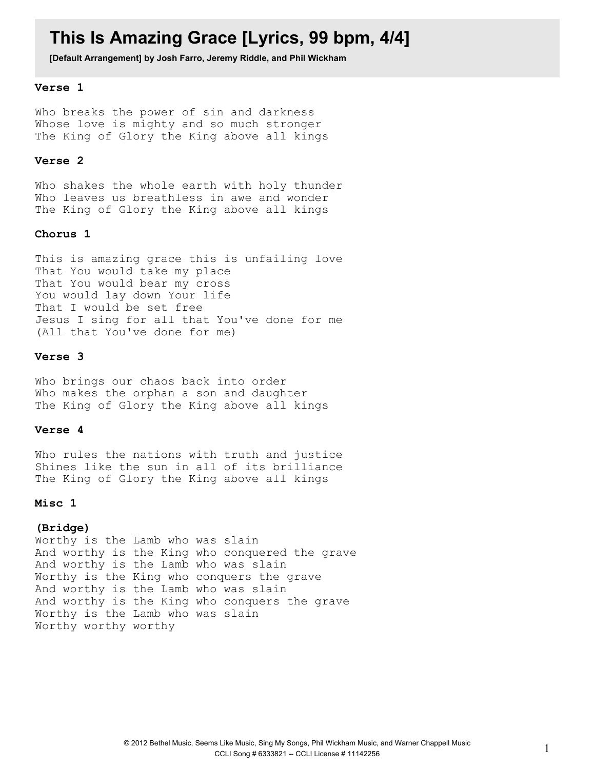# This Is Amazing Grace [Lyrics, 99 bpm, 4/4]

**[Default Arrangement] by Josh Farro, Jeremy Riddle, and Phil Wickham**

**Verse 1**

Who breaks the power of sin and darkness
Whose love is mighty and so much stronger
The King of Glory the King above all kings

**Verse 2**

Who shakes the whole earth with holy thunder
Who leaves us breathless in awe and wonder
The King of Glory the King above all kings

**Chorus 1**

This is amazing grace this is unfailing love
That You would take my place
That You would bear my cross
You would lay down Your life
That I would be set free
Jesus I sing for all that You've done for me
(All that You've done for me)

**Verse 3**

Who brings our chaos back into order
Who makes the orphan a son and daughter
The King of Glory the King above all kings

**Verse 4**

Who rules the nations with truth and justice
Shines like the sun in all of its brilliance
The King of Glory the King above all kings

**Misc 1**

**(Bridge)**
Worthy is the Lamb who was slain
And worthy is the King who conquered the grave
And worthy is the Lamb who was slain
Worthy is the King who conquers the grave
And worthy is the Lamb who was slain
And worthy is the King who conquers the grave
Worthy is the Lamb who was slain
Worthy worthy worthy

© 2012 Bethel Music, Seems Like Music, Sing My Songs, Phil Wickham Music, and Warner Chappell Music
CCLI Song # 6333821 -- CCLI License # 11142256